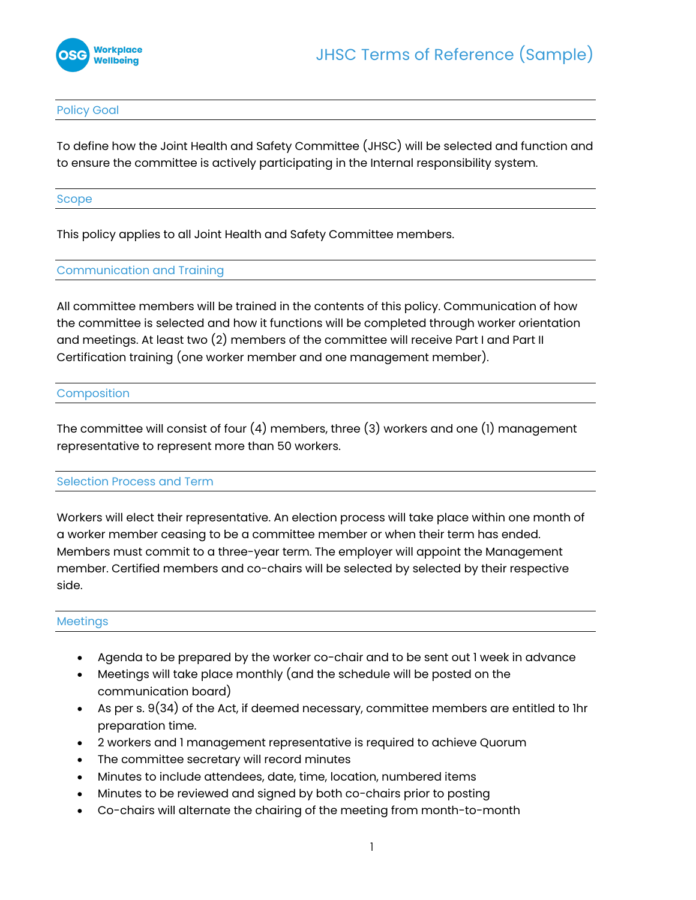# JHSC Terms of Reference (Sample)

## Policy Goal

To define how the Joint Health and Safety Committee (JHSC) will be selected and function and to ensure the committee is actively participating in the Internal responsibility system.

## Scope

This policy applies to all Joint Health and Safety Committee members.

## Communication and Training

All committee members will be trained in the contents of this policy. Communication of how the committee is selected and how it functions will be completed through worker orientation and meetings. At least two (2) members of the committee will receive Part I and Part II Certification training (one worker member and one management member).

## Composition

The committee will consist of four (4) members, three (3) workers and one (1) management representative to represent more than 50 workers.

## Selection Process and Term

Workers will elect their representative. An election process will take place within one month of a worker member ceasing to be a committee member or when their term has ended. Members must commit to a three-year term. The employer will appoint the Management member. Certified members and co-chairs will be selected by selected by their respective side.

## Meetings

- Agenda to be prepared by the worker co-chair and to be sent out 1 week in advance
- Meetings will take place monthly (and the schedule will be posted on the communication board)
- As per s. 9(34) of the Act, if deemed necessary, committee members are entitled to 1hr preparation time.
- 2 workers and 1 management representative is required to achieve Quorum
- The committee secretary will record minutes
- Minutes to include attendees, date, time, location, numbered items
- Minutes to be reviewed and signed by both co-chairs prior to posting
- Co-chairs will alternate the chairing of the meeting from month-to-month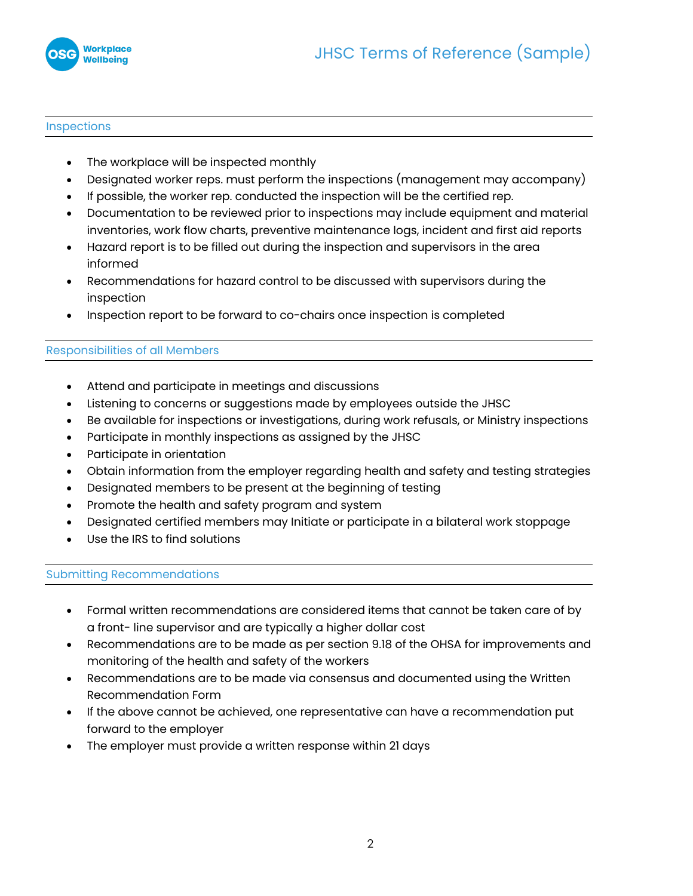## Inspections

- The workplace will be inspected monthly
- Designated worker reps. must perform the inspections (management may accompany)
- If possible, the worker rep. conducted the inspection will be the certified rep.
- Documentation to be reviewed prior to inspections may include equipment and material inventories, work flow charts, preventive maintenance logs, incident and first aid reports
- Hazard report is to be filled out during the inspection and supervisors in the area informed
- Recommendations for hazard control to be discussed with supervisors during the inspection
- Inspection report to be forward to co-chairs once inspection is completed

## Responsibilities of all Members

- Attend and participate in meetings and discussions
- Listening to concerns or suggestions made by employees outside the JHSC
- Be available for inspections or investigations, during work refusals, or Ministry inspections
- Participate in monthly inspections as assigned by the JHSC
- Participate in orientation
- Obtain information from the employer regarding health and safety and testing strategies
- Designated members to be present at the beginning of testing
- Promote the health and safety program and system
- Designated certified members may Initiate or participate in a bilateral work stoppage
- Use the IRS to find solutions

## Submitting Recommendations

- Formal written recommendations are considered items that cannot be taken care of by a front- line supervisor and are typically a higher dollar cost
- Recommendations are to be made as per section 9.18 of the OHSA for improvements and monitoring of the health and safety of the workers
- Recommendations are to be made via consensus and documented using the Written Recommendation Form
- If the above cannot be achieved, one representative can have a recommendation put forward to the employer
- The employer must provide a written response within 21 days